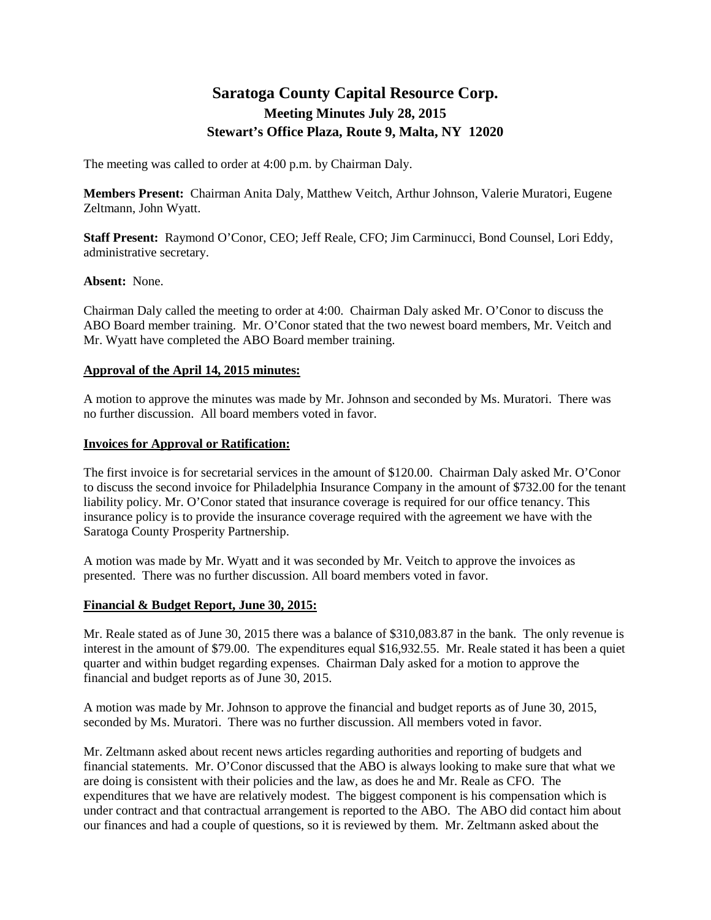# Saratoga County Capital Resource Corp.

## Meeting Minutes July 28, 2015

## Stewart's Office Plaza, Route 9, Malta, NY 12020

The meeting was called to order at 4:00 p.m. by Chairman Daly.

**Members Present:** Chairman Anita Daly, Matthew Veitch, Arthur Johnson, Valerie Muratori, Eugene Zeltmann, John Wyatt.

**Staff Present:** Raymond O'Conor, CEO; Jeff Reale, CFO; Jim Carminucci, Bond Counsel, Lori Eddy, administrative secretary.

**Absent:** None.

Chairman Daly called the meeting to order at 4:00. Chairman Daly asked Mr. O'Conor to discuss the ABO Board member training. Mr. O'Conor stated that the two newest board members, Mr. Veitch and Mr. Wyatt have completed the ABO Board member training.

**Approval of the April 14, 2015 minutes:**

A motion to approve the minutes was made by Mr. Johnson and seconded by Ms. Muratori. There was no further discussion. All board members voted in favor.

**Invoices for Approval or Ratification:**

The first invoice is for secretarial services in the amount of $120.00. Chairman Daly asked Mr. O'Conor to discuss the second invoice for Philadelphia Insurance Company in the amount of $732.00 for the tenant liability policy. Mr. O'Conor stated that insurance coverage is required for our office tenancy. This insurance policy is to provide the insurance coverage required with the agreement we have with the Saratoga County Prosperity Partnership.

A motion was made by Mr. Wyatt and it was seconded by Mr. Veitch to approve the invoices as presented. There was no further discussion. All board members voted in favor.

**Financial & Budget Report, June 30, 2015:**

Mr. Reale stated as of June 30, 2015 there was a balance of $310,083.87 in the bank. The only revenue is interest in the amount of $79.00. The expenditures equal $16,932.55. Mr. Reale stated it has been a quiet quarter and within budget regarding expenses. Chairman Daly asked for a motion to approve the financial and budget reports as of June 30, 2015.

A motion was made by Mr. Johnson to approve the financial and budget reports as of June 30, 2015, seconded by Ms. Muratori. There was no further discussion. All members voted in favor.

Mr. Zeltmann asked about recent news articles regarding authorities and reporting of budgets and financial statements. Mr. O'Conor discussed that the ABO is always looking to make sure that what we are doing is consistent with their policies and the law, as does he and Mr. Reale as CFO. The expenditures that we have are relatively modest. The biggest component is his compensation which is under contract and that contractual arrangement is reported to the ABO. The ABO did contact him about our finances and had a couple of questions, so it is reviewed by them. Mr. Zeltmann asked about the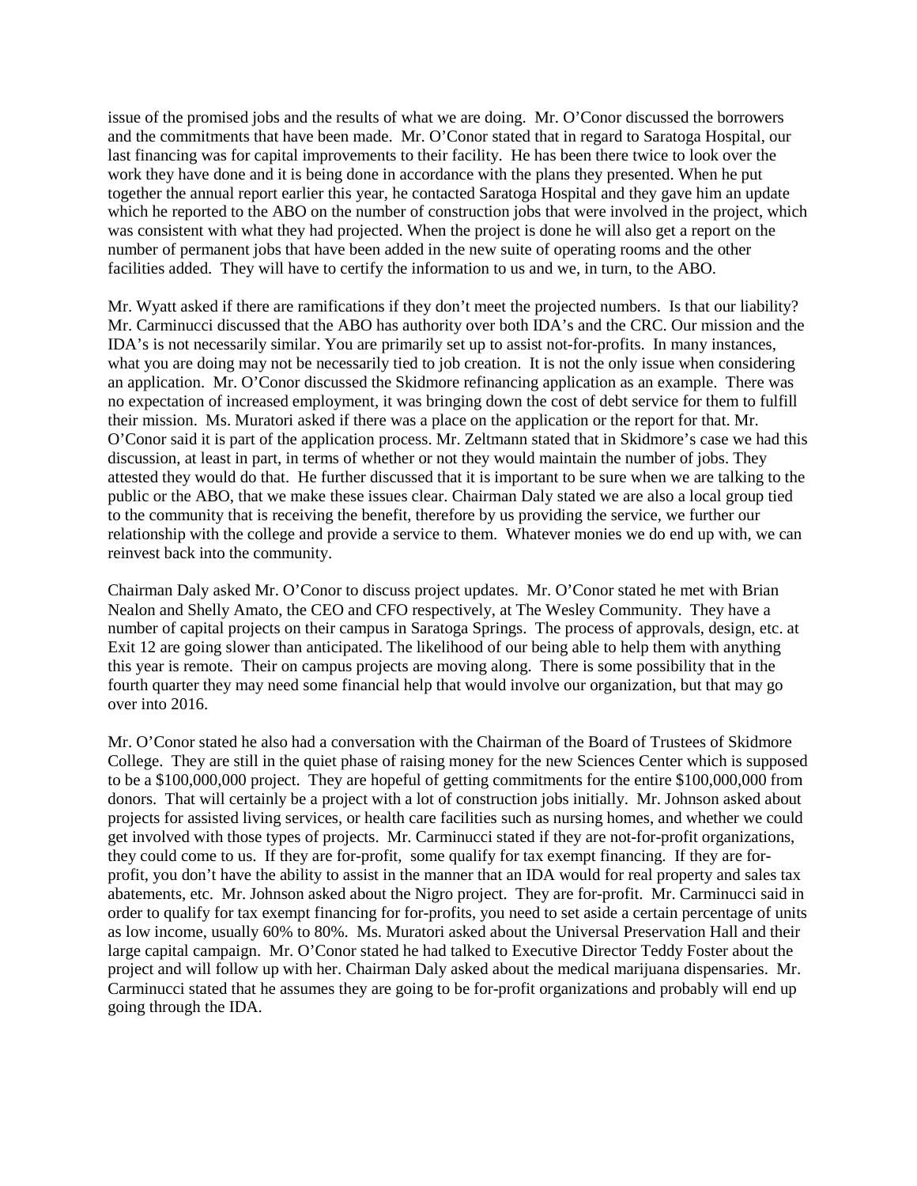issue of the promised jobs and the results of what we are doing. Mr. O'Conor discussed the borrowers and the commitments that have been made. Mr. O'Conor stated that in regard to Saratoga Hospital, our last financing was for capital improvements to their facility. He has been there twice to look over the work they have done and it is being done in accordance with the plans they presented. When he put together the annual report earlier this year, he contacted Saratoga Hospital and they gave him an update which he reported to the ABO on the number of construction jobs that were involved in the project, which was consistent with what they had projected. When the project is done he will also get a report on the number of permanent jobs that have been added in the new suite of operating rooms and the other facilities added. They will have to certify the information to us and we, in turn, to the ABO.

Mr. Wyatt asked if there are ramifications if they don't meet the projected numbers. Is that our liability? Mr. Carminucci discussed that the ABO has authority over both IDA's and the CRC. Our mission and the IDA's is not necessarily similar. You are primarily set up to assist not-for-profits. In many instances, what you are doing may not be necessarily tied to job creation. It is not the only issue when considering an application. Mr. O'Conor discussed the Skidmore refinancing application as an example. There was no expectation of increased employment, it was bringing down the cost of debt service for them to fulfill their mission. Ms. Muratori asked if there was a place on the application or the report for that. Mr. O'Conor said it is part of the application process. Mr. Zeltmann stated that in Skidmore's case we had this discussion, at least in part, in terms of whether or not they would maintain the number of jobs. They attested they would do that. He further discussed that it is important to be sure when we are talking to the public or the ABO, that we make these issues clear. Chairman Daly stated we are also a local group tied to the community that is receiving the benefit, therefore by us providing the service, we further our relationship with the college and provide a service to them. Whatever monies we do end up with, we can reinvest back into the community.

Chairman Daly asked Mr. O'Conor to discuss project updates. Mr. O'Conor stated he met with Brian Nealon and Shelly Amato, the CEO and CFO respectively, at The Wesley Community. They have a number of capital projects on their campus in Saratoga Springs. The process of approvals, design, etc. at Exit 12 are going slower than anticipated. The likelihood of our being able to help them with anything this year is remote. Their on campus projects are moving along. There is some possibility that in the fourth quarter they may need some financial help that would involve our organization, but that may go over into 2016.

Mr. O'Conor stated he also had a conversation with the Chairman of the Board of Trustees of Skidmore College. They are still in the quiet phase of raising money for the new Sciences Center which is supposed to be a $100,000,000 project. They are hopeful of getting commitments for the entire $100,000,000 from donors. That will certainly be a project with a lot of construction jobs initially. Mr. Johnson asked about projects for assisted living services, or health care facilities such as nursing homes, and whether we could get involved with those types of projects. Mr. Carminucci stated if they are not-for-profit organizations, they could come to us. If they are for-profit, some qualify for tax exempt financing. If they are for-profit, you don't have the ability to assist in the manner that an IDA would for real property and sales tax abatements, etc. Mr. Johnson asked about the Nigro project. They are for-profit. Mr. Carminucci said in order to qualify for tax exempt financing for for-profits, you need to set aside a certain percentage of units as low income, usually 60% to 80%. Ms. Muratori asked about the Universal Preservation Hall and their large capital campaign. Mr. O'Conor stated he had talked to Executive Director Teddy Foster about the project and will follow up with her. Chairman Daly asked about the medical marijuana dispensaries. Mr. Carminucci stated that he assumes they are going to be for-profit organizations and probably will end up going through the IDA.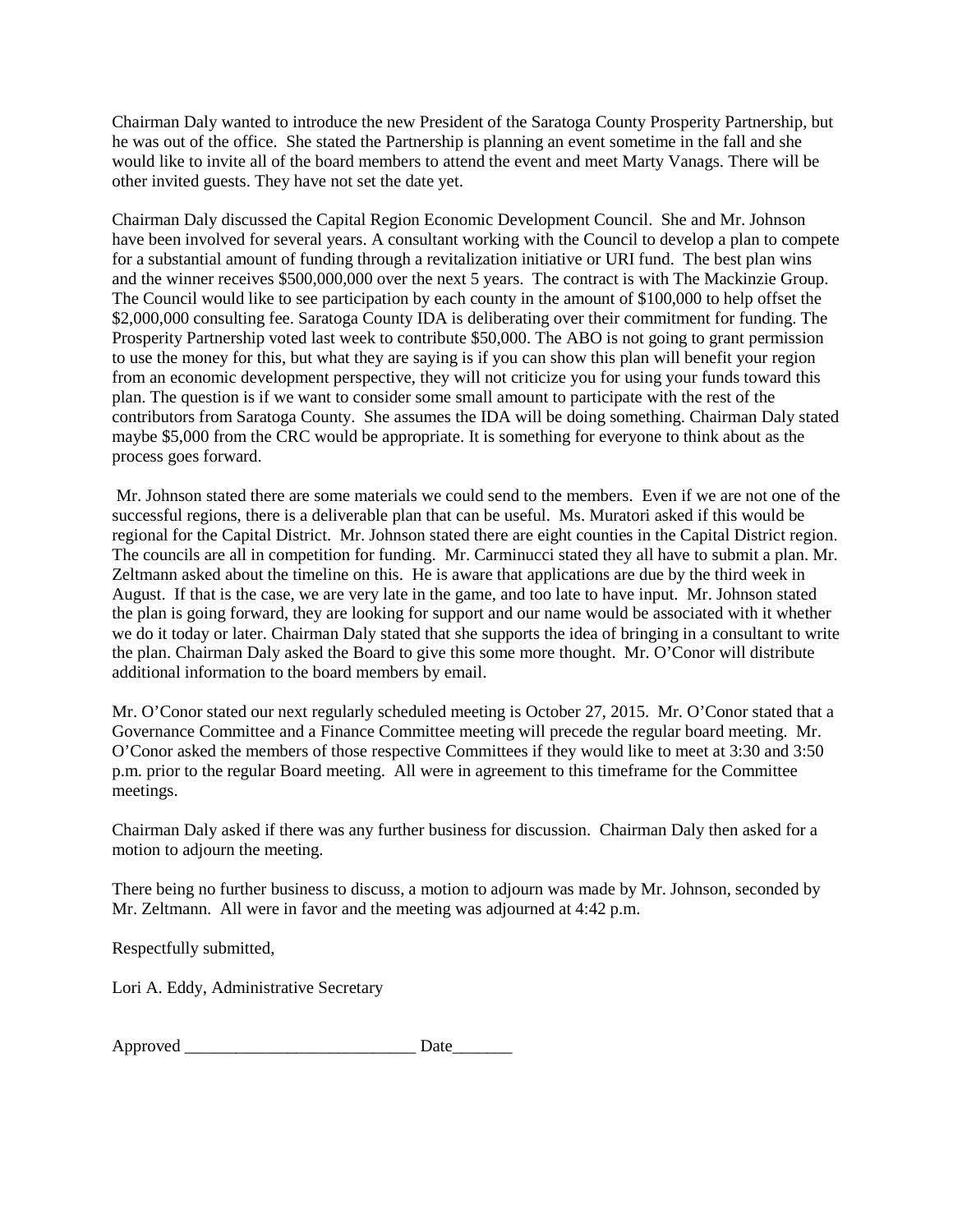Chairman Daly wanted to introduce the new President of the Saratoga County Prosperity Partnership, but he was out of the office. She stated the Partnership is planning an event sometime in the fall and she would like to invite all of the board members to attend the event and meet Marty Vanags. There will be other invited guests. They have not set the date yet.

Chairman Daly discussed the Capital Region Economic Development Council. She and Mr. Johnson have been involved for several years. A consultant working with the Council to develop a plan to compete for a substantial amount of funding through a revitalization initiative or URI fund. The best plan wins and the winner receives $500,000,000 over the next 5 years. The contract is with The Mackinzie Group. The Council would like to see participation by each county in the amount of $100,000 to help offset the $2,000,000 consulting fee. Saratoga County IDA is deliberating over their commitment for funding. The Prosperity Partnership voted last week to contribute $50,000. The ABO is not going to grant permission to use the money for this, but what they are saying is if you can show this plan will benefit your region from an economic development perspective, they will not criticize you for using your funds toward this plan. The question is if we want to consider some small amount to participate with the rest of the contributors from Saratoga County. She assumes the IDA will be doing something. Chairman Daly stated maybe $5,000 from the CRC would be appropriate. It is something for everyone to think about as the process goes forward.

Mr. Johnson stated there are some materials we could send to the members. Even if we are not one of the successful regions, there is a deliverable plan that can be useful. Ms. Muratori asked if this would be regional for the Capital District. Mr. Johnson stated there are eight counties in the Capital District region. The councils are all in competition for funding. Mr. Carminucci stated they all have to submit a plan. Mr. Zeltmann asked about the timeline on this. He is aware that applications are due by the third week in August. If that is the case, we are very late in the game, and too late to have input. Mr. Johnson stated the plan is going forward, they are looking for support and our name would be associated with it whether we do it today or later. Chairman Daly stated that she supports the idea of bringing in a consultant to write the plan. Chairman Daly asked the Board to give this some more thought. Mr. O'Conor will distribute additional information to the board members by email.

Mr. O'Conor stated our next regularly scheduled meeting is October 27, 2015. Mr. O'Conor stated that a Governance Committee and a Finance Committee meeting will precede the regular board meeting. Mr. O'Conor asked the members of those respective Committees if they would like to meet at 3:30 and 3:50 p.m. prior to the regular Board meeting. All were in agreement to this timeframe for the Committee meetings.

Chairman Daly asked if there was any further business for discussion. Chairman Daly then asked for a motion to adjourn the meeting.

There being no further business to discuss, a motion to adjourn was made by Mr. Johnson, seconded by Mr. Zeltmann. All were in favor and the meeting was adjourned at 4:42 p.m.

Respectfully submitted,

Lori A. Eddy, Administrative Secretary

Approved ___________________________ Date_______